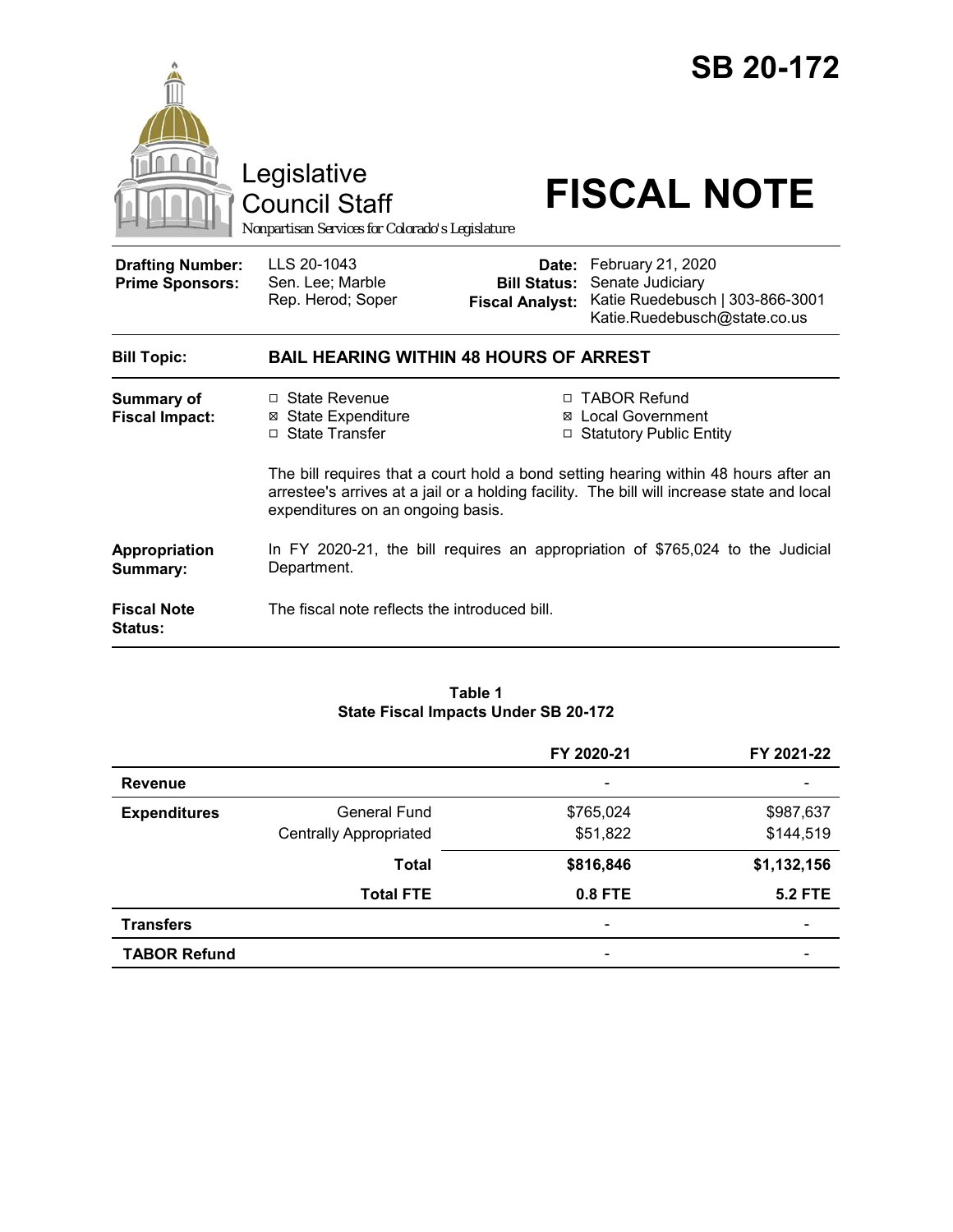# SB 20-172

Legislative Council Staff

*Nonpartisan Services for Colorado's Legislature*

# FISCAL NOTE

| | | | |
|---|---|---|---|
| **Drafting Number:** | LLS 20-1043 | **Date:** | February 21, 2020 |
| **Prime Sponsors:** | Sen. Lee; Marble | **Bill Status:** | Senate Judiciary |
| | Rep. Herod; Soper | **Fiscal Analyst:** | Katie Ruedebusch \| 303-866-3001 Katie.Ruedebusch@state.co.us |

**Bill Topic:** **BAIL HEARING WITHIN 48 HOURS OF ARREST**

**Summary of Fiscal Impact:**

- ☐ State Revenue
- ☒ State Expenditure
- ☐ State Transfer
- ☐ TABOR Refund
- ☒ Local Government
- ☐ Statutory Public Entity

The bill requires that a court hold a bond setting hearing within 48 hours after an arrestee's arrives at a jail or a holding facility. The bill will increase state and local expenditures on an ongoing basis.

**Appropriation Summary:** In FY 2020-21, the bill requires an appropriation of $765,024 to the Judicial Department.

**Fiscal Note Status:** The fiscal note reflects the introduced bill.

**Table 1**
**State Fiscal Impacts Under SB 20-172**

| | | FY 2020-21 | FY 2021-22 |
|---|---|---|---|
| **Revenue** | | - | - |
| **Expenditures** | General Fund | $765,024 | $987,637 |
| | Centrally Appropriated | $51,822 | $144,519 |
| | **Total** | **$816,846** | **$1,132,156** |
| | **Total FTE** | **0.8 FTE** | **5.2 FTE** |
| **Transfers** | | - | - |
| **TABOR Refund** | | - | - |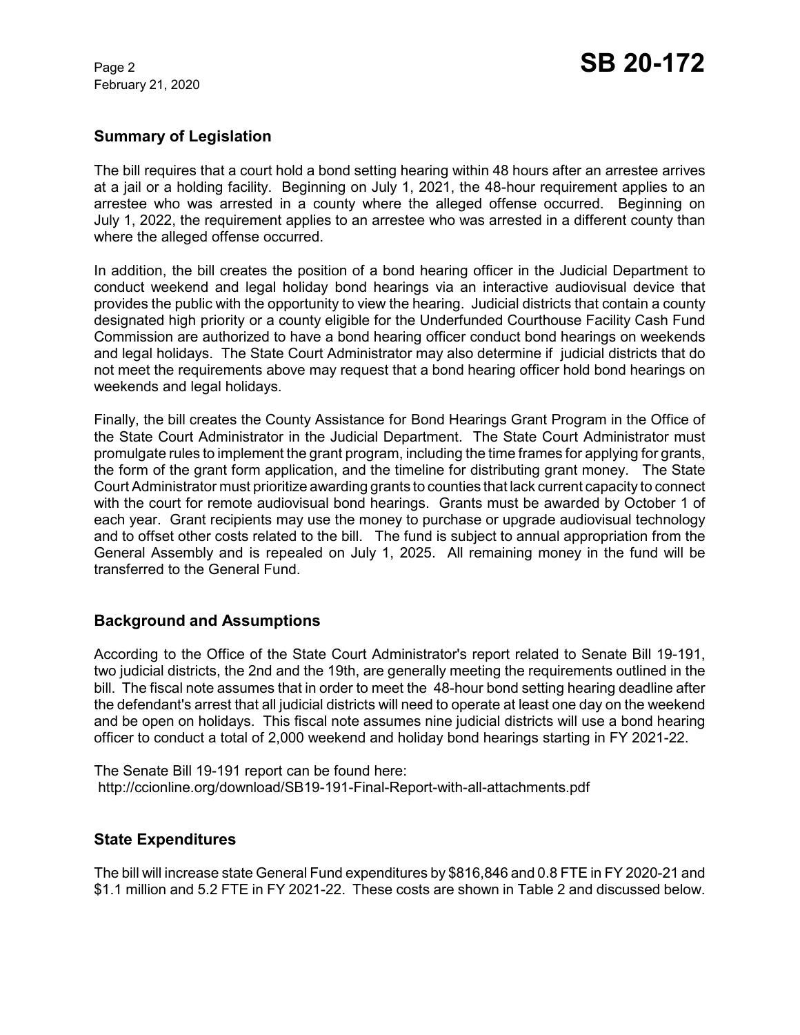## Summary of Legislation

The bill requires that a court hold a bond setting hearing within 48 hours after an arrestee arrives at a jail or a holding facility. Beginning on July 1, 2021, the 48-hour requirement applies to an arrestee who was arrested in a county where the alleged offense occurred. Beginning on July 1, 2022, the requirement applies to an arrestee who was arrested in a different county than where the alleged offense occurred.

In addition, the bill creates the position of a bond hearing officer in the Judicial Department to conduct weekend and legal holiday bond hearings via an interactive audiovisual device that provides the public with the opportunity to view the hearing. Judicial districts that contain a county designated high priority or a county eligible for the Underfunded Courthouse Facility Cash Fund Commission are authorized to have a bond hearing officer conduct bond hearings on weekends and legal holidays. The State Court Administrator may also determine if judicial districts that do not meet the requirements above may request that a bond hearing officer hold bond hearings on weekends and legal holidays.

Finally, the bill creates the County Assistance for Bond Hearings Grant Program in the Office of the State Court Administrator in the Judicial Department. The State Court Administrator must promulgate rules to implement the grant program, including the time frames for applying for grants, the form of the grant form application, and the timeline for distributing grant money. The State Court Administrator must prioritize awarding grants to counties that lack current capacity to connect with the court for remote audiovisual bond hearings. Grants must be awarded by October 1 of each year. Grant recipients may use the money to purchase or upgrade audiovisual technology and to offset other costs related to the bill. The fund is subject to annual appropriation from the General Assembly and is repealed on July 1, 2025. All remaining money in the fund will be transferred to the General Fund.

## Background and Assumptions

According to the Office of the State Court Administrator's report related to Senate Bill 19-191, two judicial districts, the 2nd and the 19th, are generally meeting the requirements outlined in the bill. The fiscal note assumes that in order to meet the 48-hour bond setting hearing deadline after the defendant's arrest that all judicial districts will need to operate at least one day on the weekend and be open on holidays. This fiscal note assumes nine judicial districts will use a bond hearing officer to conduct a total of 2,000 weekend and holiday bond hearings starting in FY 2021-22.

The Senate Bill 19-191 report can be found here:
http://ccionline.org/download/SB19-191-Final-Report-with-all-attachments.pdf

## State Expenditures

The bill will increase state General Fund expenditures by $816,846 and 0.8 FTE in FY 2020-21 and $1.1 million and 5.2 FTE in FY 2021-22. These costs are shown in Table 2 and discussed below.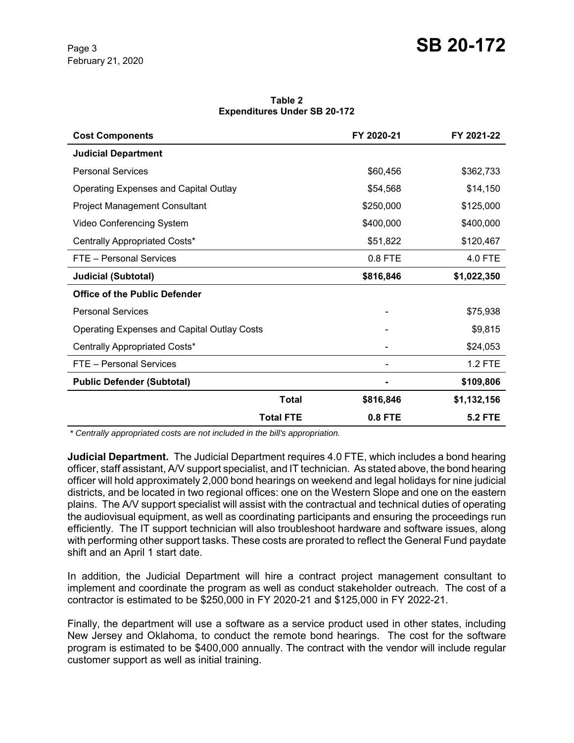**Table 2**
**Expenditures Under SB 20-172**

| Cost Components | FY 2020-21 | FY 2021-22 |
|---|---|---|
| **Judicial Department** | | |
| Personal Services | $60,456 | $362,733 |
| Operating Expenses and Capital Outlay | $54,568 | $14,150 |
| Project Management Consultant | $250,000 | $125,000 |
| Video Conferencing System | $400,000 | $400,000 |
| Centrally Appropriated Costs* | $51,822 | $120,467 |
| FTE – Personal Services | 0.8 FTE | 4.0 FTE |
| **Judicial (Subtotal)** | **$816,846** | **$1,022,350** |
| **Office of the Public Defender** | | |
| Personal Services | - | $75,938 |
| Operating Expenses and Capital Outlay Costs | - | $9,815 |
| Centrally Appropriated Costs* | - | $24,053 |
| FTE – Personal Services | - | 1.2 FTE |
| **Public Defender (Subtotal)** | **-** | **$109,806** |
| **Total** | **$816,846** | **$1,132,156** |
| **Total FTE** | **0.8 FTE** | **5.2 FTE** |

*\* Centrally appropriated costs are not included in the bill's appropriation.*

**Judicial Department.** The Judicial Department requires 4.0 FTE, which includes a bond hearing officer, staff assistant, A/V support specialist, and IT technician. As stated above, the bond hearing officer will hold approximately 2,000 bond hearings on weekend and legal holidays for nine judicial districts, and be located in two regional offices: one on the Western Slope and one on the eastern plains. The A/V support specialist will assist with the contractual and technical duties of operating the audiovisual equipment, as well as coordinating participants and ensuring the proceedings run efficiently. The IT support technician will also troubleshoot hardware and software issues, along with performing other support tasks. These costs are prorated to reflect the General Fund paydate shift and an April 1 start date.

In addition, the Judicial Department will hire a contract project management consultant to implement and coordinate the program as well as conduct stakeholder outreach. The cost of a contractor is estimated to be $250,000 in FY 2020-21 and $125,000 in FY 2022-21.

Finally, the department will use a software as a service product used in other states, including New Jersey and Oklahoma, to conduct the remote bond hearings. The cost for the software program is estimated to be $400,000 annually. The contract with the vendor will include regular customer support as well as initial training.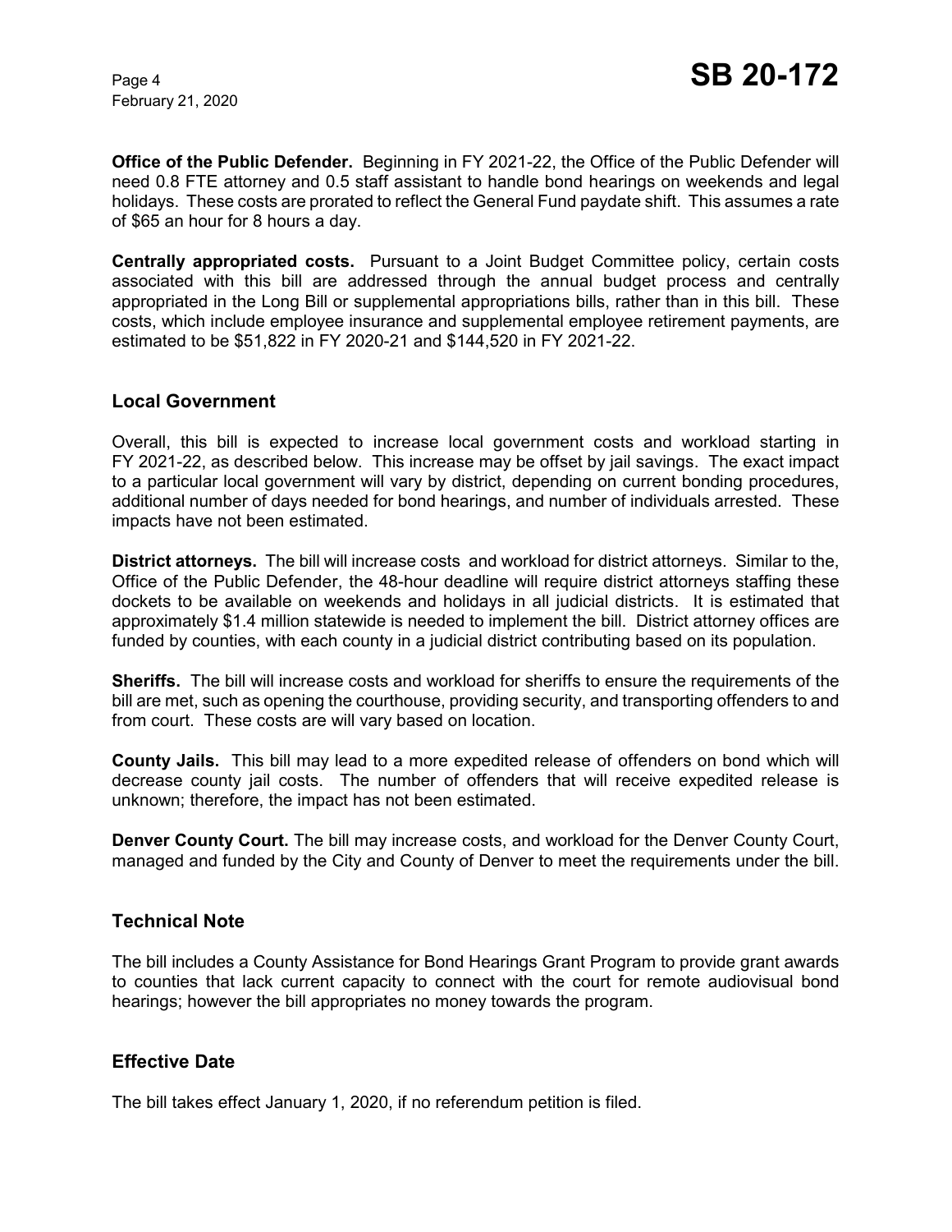**Office of the Public Defender.** Beginning in FY 2021-22, the Office of the Public Defender will need 0.8 FTE attorney and 0.5 staff assistant to handle bond hearings on weekends and legal holidays. These costs are prorated to reflect the General Fund paydate shift. This assumes a rate of $65 an hour for 8 hours a day.

**Centrally appropriated costs.** Pursuant to a Joint Budget Committee policy, certain costs associated with this bill are addressed through the annual budget process and centrally appropriated in the Long Bill or supplemental appropriations bills, rather than in this bill. These costs, which include employee insurance and supplemental employee retirement payments, are estimated to be $51,822 in FY 2020-21 and $144,520 in FY 2021-22.

## Local Government

Overall, this bill is expected to increase local government costs and workload starting in FY 2021-22, as described below. This increase may be offset by jail savings. The exact impact to a particular local government will vary by district, depending on current bonding procedures, additional number of days needed for bond hearings, and number of individuals arrested. These impacts have not been estimated.

**District attorneys.** The bill will increase costs and workload for district attorneys. Similar to the, Office of the Public Defender, the 48-hour deadline will require district attorneys staffing these dockets to be available on weekends and holidays in all judicial districts. It is estimated that approximately $1.4 million statewide is needed to implement the bill. District attorney offices are funded by counties, with each county in a judicial district contributing based on its population.

**Sheriffs.** The bill will increase costs and workload for sheriffs to ensure the requirements of the bill are met, such as opening the courthouse, providing security, and transporting offenders to and from court. These costs are will vary based on location.

**County Jails.** This bill may lead to a more expedited release of offenders on bond which will decrease county jail costs. The number of offenders that will receive expedited release is unknown; therefore, the impact has not been estimated.

**Denver County Court.** The bill may increase costs, and workload for the Denver County Court, managed and funded by the City and County of Denver to meet the requirements under the bill.

## Technical Note

The bill includes a County Assistance for Bond Hearings Grant Program to provide grant awards to counties that lack current capacity to connect with the court for remote audiovisual bond hearings; however the bill appropriates no money towards the program.

## Effective Date

The bill takes effect January 1, 2020, if no referendum petition is filed.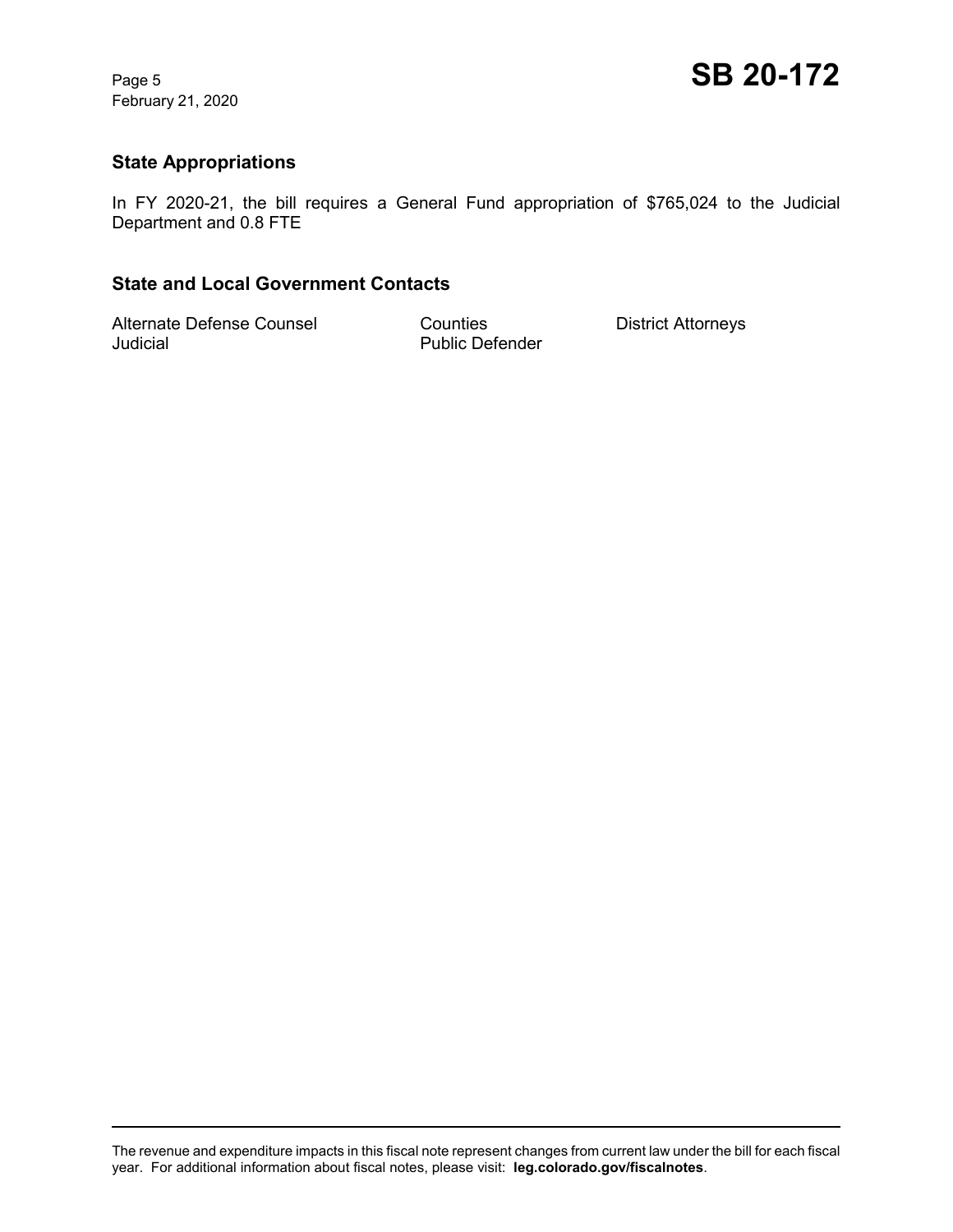## State Appropriations

In FY 2020-21, the bill requires a General Fund appropriation of $765,024 to the Judicial Department and 0.8 FTE

## State and Local Government Contacts

| | | |
|---|---|---|
| Alternate Defense Counsel | Counties | District Attorneys |
| Judicial | Public Defender | |

The revenue and expenditure impacts in this fiscal note represent changes from current law under the bill for each fiscal year. For additional information about fiscal notes, please visit: **leg.colorado.gov/fiscalnotes**.